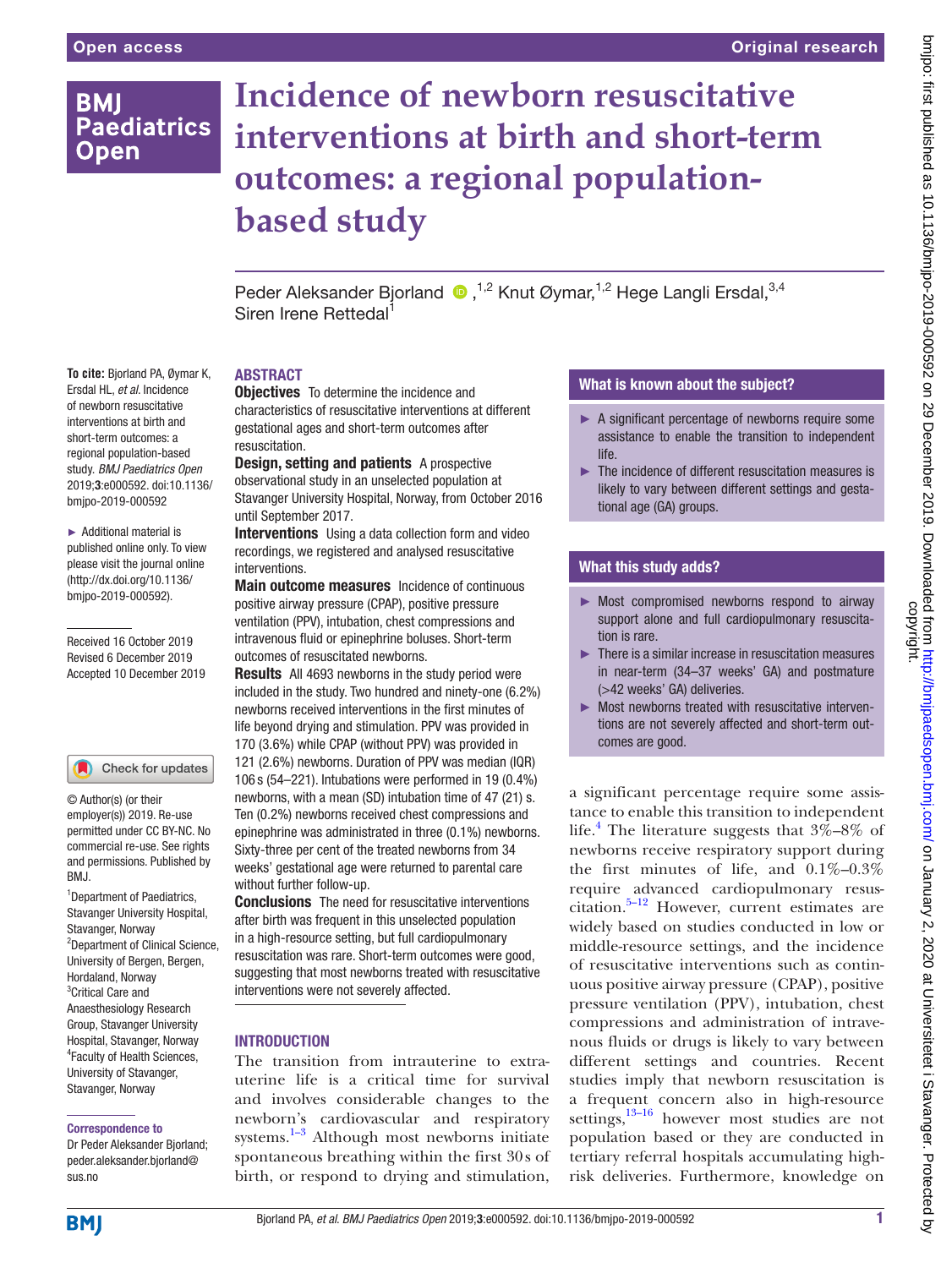# Incidence of newborn resuscitative interventions at birth and short-term outcomes: a regional population-based study

Peder Aleksander Bjorland[1,2] Knut Øymar,[1,2] Hege Langli Ersdal,[3,4] Siren Irene Rettedal[1]

**To cite:** Bjorland PA, Øymar K, Erdal HL, *et al*. Incidence of newborn resuscitative interventions at birth and short-term outcomes: a regional population-based study. *BMJ Paediatrics Open* 2019;**3**:e000592. doi:10.1136/bmjpo-2019-000592

► Additional material is published online only. To view please visit the journal online (http://dx.doi.org/10.1136/bmjpo-2019-000592).

Received 16 October 2019
Revised 6 December 2019
Accepted 10 December 2019

© Author(s) (or their employer(s)) 2019. Re-use permitted under CC BY-NC. No commercial re-use. See rights and permissions. Published by BMJ.

[1]Department of Paediatrics, Stavanger University Hospital, Stavanger, Norway
[2]Department of Clinical Science, University of Bergen, Bergen, Hordaland, Norway
[3]Critical Care and Anaesthesiology Research Group, Stavanger University Hospital, Stavanger, Norway
[4]Faculty of Health Sciences, University of Stavanger, Stavanger, Norway

**Correspondence to**
Dr Peder Aleksander Bjorland; peder.aleksander.bjorland@sus.no

## ABSTRACT

**Objectives** To determine the incidence and characteristics of resuscitative interventions at different gestational ages and short-term outcomes after resuscitation.

**Design, setting and patients** A prospective observational study in an unselected population at Stavanger University Hospital, Norway, from October 2016 until September 2017.

**Interventions** Using a data collection form and video recordings, we registered and analysed resuscitative interventions.

**Main outcome measures** Incidence of continuous positive airway pressure (CPAP), positive pressure ventilation (PPV), intubation, chest compressions and intravenous fluid or epinephrine boluses. Short-term outcomes of resuscitated newborns.

**Results** All 4693 newborns in the study period were included in the study. Two hundred and ninety-one (6.2%) newborns received interventions in the first minutes of life beyond drying and stimulation. PPV was provided in 170 (3.6%) while CPAP (without PPV) was provided in 121 (2.6%) newborns. Duration of PPV was median (IQR) 106 s (54–221). Intubations were performed in 19 (0.4%) newborns, with a mean (SD) intubation time of 47 (21) s. Ten (0.2%) newborns received chest compressions and epinephrine was administrated in three (0.1%) newborns. Sixty-three per cent of the treated newborns from 34 weeks' gestational age were returned to parental care without further follow-up.

**Conclusions** The need for resuscitative interventions after birth was frequent in this unselected population in a high-resource setting, but full cardiopulmonary resuscitation was rare. Short-term outcomes were good, suggesting that most newborns treated with resuscitative interventions were not severely affected.

### What is known about the subject?

- ► A significant percentage of newborns require some assistance to enable the transition to independent life.
- ► The incidence of different resuscitation measures is likely to vary between different settings and gestational age (GA) groups.

### What this study adds?

- ► Most compromised newborns respond to airway support alone and full cardiopulmonary resuscitation is rare.
- ► There is a similar increase in resuscitation measures in near-term (34–37 weeks' GA) and postmature (>42 weeks' GA) deliveries.
- ► Most newborns treated with resuscitative interventions are not severely affected and short-term outcomes are good.

## INTRODUCTION

The transition from intrauterine to extrauterine life is a critical time for survival and involves considerable changes to the newborn's cardiovascular and respiratory systems.[1–3] Although most newborns initiate spontaneous breathing within the first 30 s of birth, or respond to drying and stimulation, a significant percentage require some assistance to enable this transition to independent life.[4] The literature suggests that 3%–8% of newborns receive respiratory support during the first minutes of life, and 0.1%–0.3% require advanced cardiopulmonary resuscitation.[5–12] However, current estimates are widely based on studies conducted in low or middle-resource settings, and the incidence of resuscitative interventions such as continuous positive airway pressure (CPAP), positive pressure ventilation (PPV), intubation, chest compressions and administration of intravenous fluids or drugs is likely to vary between different settings and countries. Recent studies imply that newborn resuscitation is a frequent concern also in high-resource settings,[13–16] however most studies are not population based or they are conducted in tertiary referral hospitals accumulating high-risk deliveries. Furthermore, knowledge on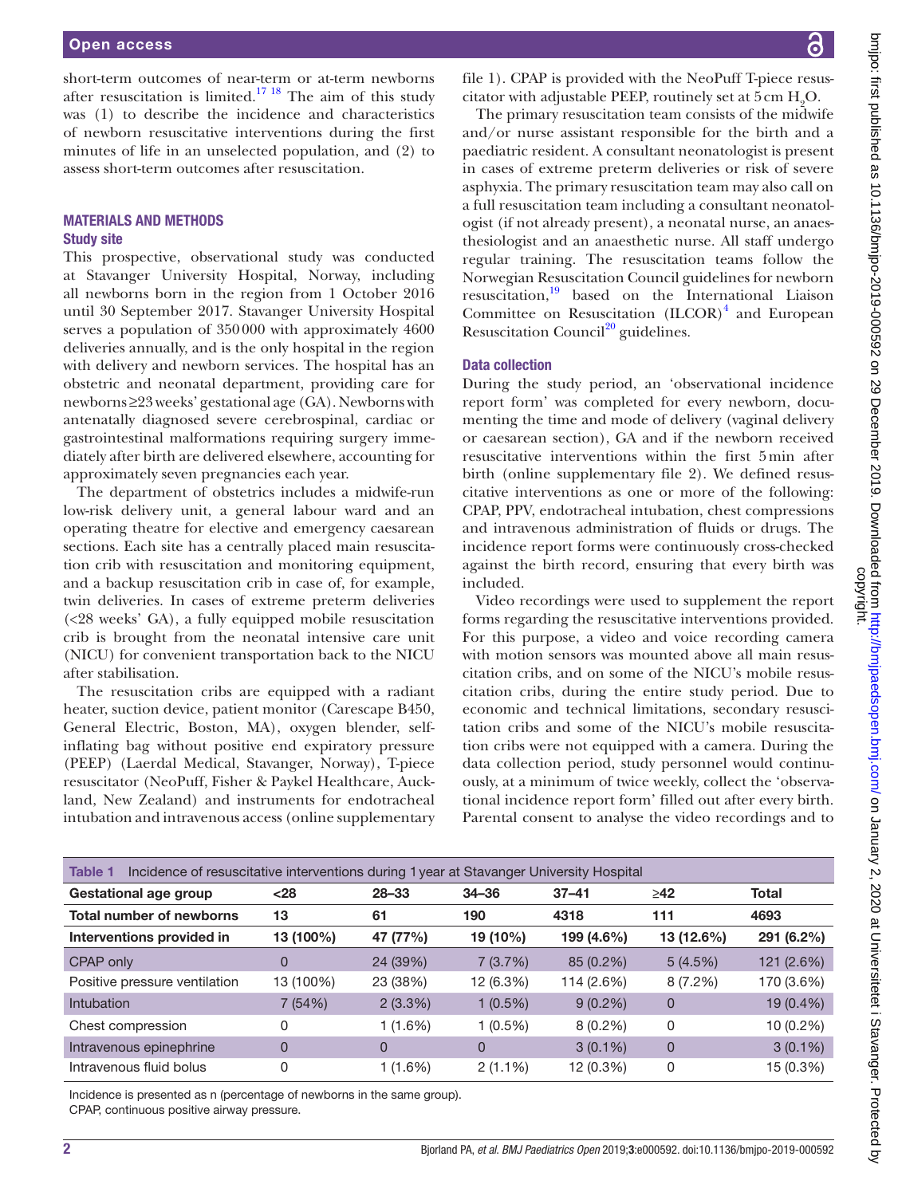short-term outcomes of near-term or at-term newborns after resuscitation is limited.[17,18] The aim of this study was (1) to describe the incidence and characteristics of newborn resuscitative interventions during the first minutes of life in an unselected population, and (2) to assess short-term outcomes after resuscitation.

## MATERIALS AND METHODS

### Study site

This prospective, observational study was conducted at Stavanger University Hospital, Norway, including all newborns born in the region from 1 October 2016 until 30 September 2017. Stavanger University Hospital serves a population of 350 000 with approximately 4600 deliveries annually, and is the only hospital in the region with delivery and newborn services. The hospital has an obstetric and neonatal department, providing care for newborns ≥23 weeks' gestational age (GA). Newborns with antenatally diagnosed severe cerebrospinal, cardiac or gastrointestinal malformations requiring surgery immediately after birth are delivered elsewhere, accounting for approximately seven pregnancies each year.

The department of obstetrics includes a midwife-run low-risk delivery unit, a general labour ward and an operating theatre for elective and emergency caesarean sections. Each site has a centrally placed main resuscitation crib with resuscitation and monitoring equipment, and a backup resuscitation crib in case of, for example, twin deliveries. In cases of extreme preterm deliveries (<28 weeks' GA), a fully equipped mobile resuscitation crib is brought from the neonatal intensive care unit (NICU) for convenient transportation back to the NICU after stabilisation.

The resuscitation cribs are equipped with a radiant heater, suction device, patient monitor (Carescape B450, General Electric, Boston, MA), oxygen blender, self-inflating bag without positive end expiratory pressure (PEEP) (Laerdal Medical, Stavanger, Norway), T-piece resuscitator (NeoPuff, Fisher & Paykel Healthcare, Auckland, New Zealand) and instruments for endotracheal intubation and intravenous access (online supplementary file 1). CPAP is provided with the NeoPuff T-piece resuscitator with adjustable PEEP, routinely set at 5 cm $H_2O$.

The primary resuscitation team consists of the midwife and/or nurse assistant responsible for the birth and a paediatric resident. A consultant neonatologist is present in cases of extreme preterm deliveries or risk of severe asphyxia. The primary resuscitation team may also call on a full resuscitation team including a consultant neonatologist (if not already present), a neonatal nurse, an anaesthesiologist and an anaesthetic nurse. All staff undergo regular training. The resuscitation teams follow the Norwegian Resuscitation Council guidelines for newborn resuscitation,[19] based on the International Liaison Committee on Resuscitation (ILCOR)[4] and European Resuscitation Council[20] guidelines.

### Data collection

During the study period, an 'observational incidence report form' was completed for every newborn, documenting the time and mode of delivery (vaginal delivery or caesarean section), GA and if the newborn received resuscitative interventions within the first 5 min after birth (online supplementary file 2). We defined resuscitative interventions as one or more of the following: CPAP, PPV, endotracheal intubation, chest compressions and intravenous administration of fluids or drugs. The incidence report forms were continuously cross-checked against the birth record, ensuring that every birth was included.

Video recordings were used to supplement the report forms regarding the resuscitative interventions provided. For this purpose, a video and voice recording camera with motion sensors was mounted above all main resuscitation cribs, and on some of the NICU's mobile resuscitation cribs, during the entire study period. Due to economic and technical limitations, secondary resuscitation cribs and some of the NICU's mobile resuscitation cribs were not equipped with a camera. During the data collection period, study personnel would continuously, at a minimum of twice weekly, collect the 'observational incidence report form' filled out after every birth. Parental consent to analyse the video recordings and to

**Table 1** Incidence of resuscitative interventions during 1 year at Stavanger University Hospital

| Gestational age group | <28 | 28–33 | 34–36 | 37–41 | ≥42 | Total |
|---|---|---|---|---|---|---|
| **Total number of newborns** | 13 | 61 | 190 | 4318 | 111 | 4693 |
| **Interventions provided in** | 13 (100%) | 47 (77%) | 19 (10%) | 199 (4.6%) | 13 (12.6%) | 291 (6.2%) |
| CPAP only | 0 | 24 (39%) | 7 (3.7%) | 85 (0.2%) | 5 (4.5%) | 121 (2.6%) |
| Positive pressure ventilation | 13 (100%) | 23 (38%) | 12 (6.3%) | 114 (2.6%) | 8 (7.2%) | 170 (3.6%) |
| Intubation | 7 (54%) | 2 (3.3%) | 1 (0.5%) | 9 (0.2%) | 0 | 19 (0.4%) |
| Chest compression | 0 | 1 (1.6%) | 1 (0.5%) | 8 (0.2%) | 0 | 10 (0.2%) |
| Intravenous epinephrine | 0 | 0 | 0 | 3 (0.1%) | 0 | 3 (0.1%) |
| Intravenous fluid bolus | 0 | 1 (1.6%) | 2 (1.1%) | 12 (0.3%) | 0 | 15 (0.3%) |

Incidence is presented as n (percentage of newborns in the same group).
CPAP, continuous positive airway pressure.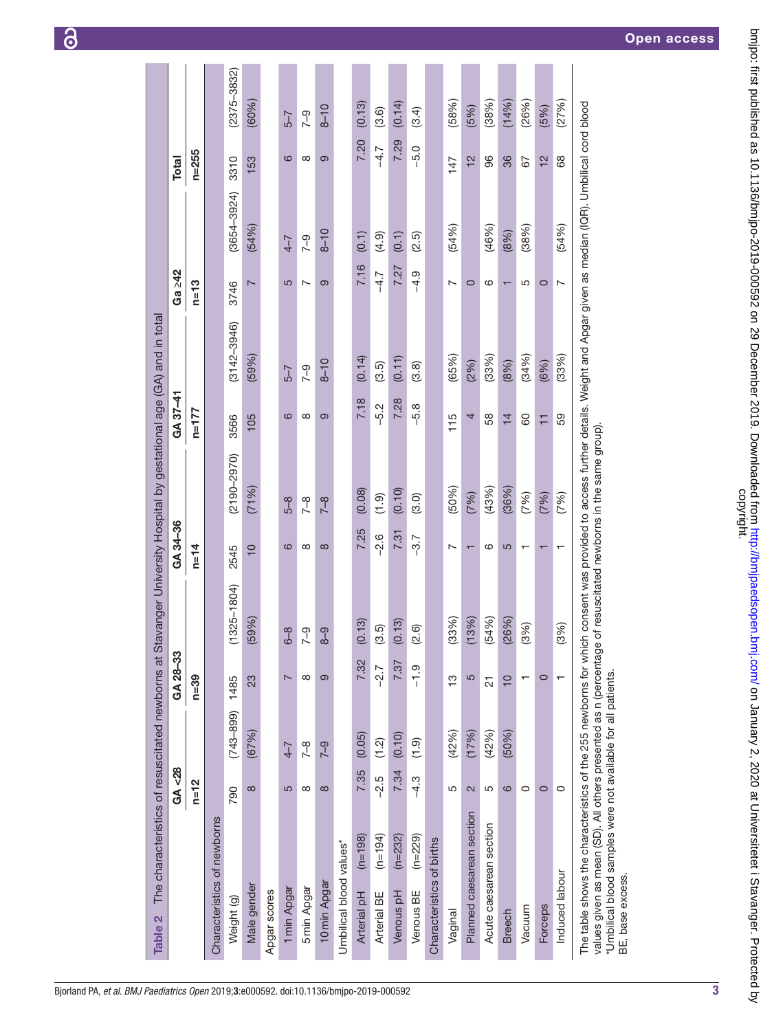**Table 2** The characteristics of resuscitated newborns at Stavanger University Hospital by gestational age (GA) and in total

| | GA <28 | | GA 28–33 | | GA 34–36 | | GA 37–41 | | Ga ≥42 | | Total | |
|---|---|---|---|---|---|---|---|---|---|---|---|---|
| | n=12 | | n=39 | | n=14 | | n=177 | | n=13 | | n=255 | |
| **Characteristics of newborns** | | | | | | | | | | | | |
| Weight (g) | 790 | (743–899) | 1485 | (1325–1804) | 2545 | (2190–2970) | 3566 | (3142–3946) | 3746 | (3654–3924) | 3310 | (2375–3832) |
| Male gender | 8 | (67%) | 23 | (59%) | 10 | (71%) | 105 | (59%) | 7 | (54%) | 153 | (60%) |
| Apgar scores | | | | | | | | | | | | |
| 1 min Apgar | 5 | 4–7 | 7 | 6–8 | 6 | 5–8 | 6 | 5–7 | 5 | 4–7 | 6 | 5–7 |
| 5 min Apgar | 8 | 7–8 | 8 | 7–9 | 8 | 7–8 | 8 | 7–9 | 7 | 7–9 | 8 | 7–9 |
| 10 min Apgar | 8 | 7–9 | 9 | 8–9 | 8 | 7–8 | 9 | 8–10 | 9 | 8–10 | 9 | 8–10 |
| Umbilical blood values* | | | | | | | | | | | | |
| Arterial pH (n=198) | 7.35 | (0.05) | 7.32 | (0.13) | 7.25 | (0.08) | 7.18 | (0.14) | 7.16 | (0.1) | 7.20 | (0.13) |
| Arterial BE (n=194) | −2.5 | (1.2) | −2.7 | (3.5) | −2.6 | (1.9) | −5.2 | (3.5) | −4.7 | (4.9) | −4.7 | (3.6) |
| Venous pH (n=232) | 7.34 | (0.10) | 7.37 | (0.13) | 7.31 | (0.10) | 7.28 | (0.11) | 7.27 | (0.1) | 7.29 | (0.14) |
| Venous BE (n=229) | −4.3 | (1.9) | −1.9 | (2.6) | −3.7 | (3.0) | −5.8 | (3.8) | −4.9 | (2.5) | −5.0 | (3.4) |
| **Characteristics of births** | | | | | | | | | | | | |
| Vaginal | 5 | (42%) | 13 | (33%) | 7 | (50%) | 115 | (65%) | 7 | (54%) | 147 | (58%) |
| Planned caesarean section | 2 | (17%) | 5 | (13%) | 1 | (7%) | 4 | (2%) | 0 | | 12 | (5%) |
| Acute caesarean section | 5 | (42%) | 21 | (54%) | 6 | (43%) | 58 | (33%) | 6 | (46%) | 96 | (38%) |
| Breech | 6 | (50%) | 10 | (26%) | 5 | (36%) | 14 | (8%) | 1 | (8%) | 36 | (14%) |
| Vacuum | 0 | | 1 | (3%) | 1 | (7%) | 60 | (34%) | 5 | (38%) | 67 | (26%) |
| Forceps | 0 | | 0 | | 1 | (7%) | 11 | (6%) | 0 | | 12 | (5%) |
| Induced labour | 0 | | 1 | (3%) | 1 | (7%) | 59 | (33%) | 7 | (54%) | 68 | (27%) |

The table shows the characteristics of the 255 newborns for which consent was provided to access further details. Weight and Apgar given as median (IQR). Umbilical cord blood values given as mean (SD). All others presented as n (percentage of resuscitated newborns in the same group).
*Umbilical blood samples were not available for all patients.
BE, base excess.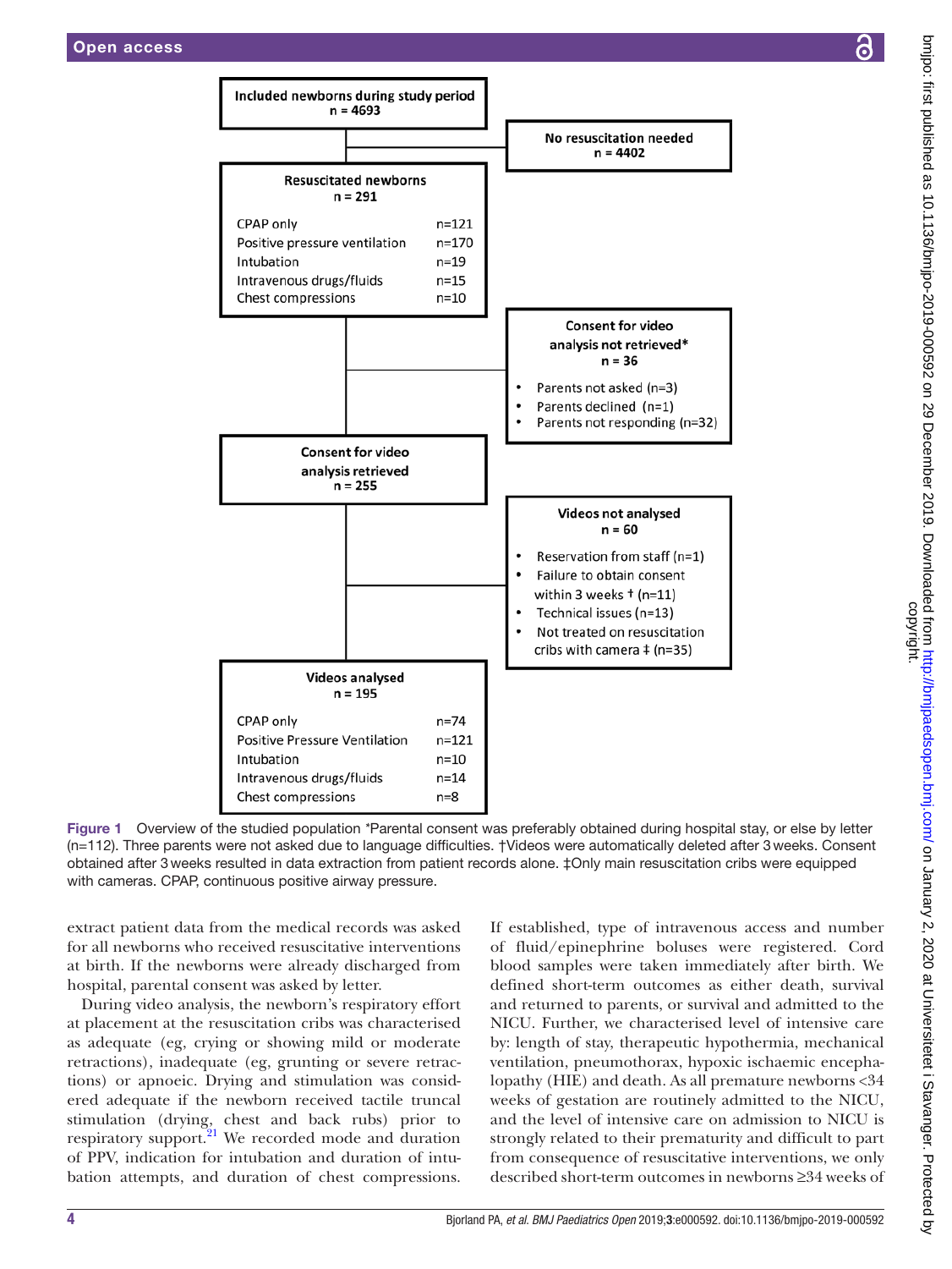Included newborns during study period
n = 4693

No resuscitation needed
n = 4402

Resuscitated newborns
n = 291

| | |
|---|---|
| CPAP only | n=121 |
| Positive pressure ventilation | n=170 |
| Intubation | n=19 |
| Intravenous drugs/fluids | n=15 |
| Chest compressions | n=10 |

Consent for video analysis not retrieved*
n = 36

- Parents not asked (n=3)
- Parents declined (n=1)
- Parents not responding (n=32)

Consent for video analysis retrieved
n = 255

Videos not analysed
n = 60

- Reservation from staff (n=1)
- Failure to obtain consent within 3 weeks † (n=11)
- Technical issues (n=13)
- Not treated on resuscitation cribs with camera ‡ (n=35)

Videos analysed
n = 195

| | |
|---|---|
| CPAP only | n=74 |
| Positive Pressure Ventilation | n=121 |
| Intubation | n=10 |
| Intravenous drugs/fluids | n=14 |
| Chest compressions | n=8 |

**Figure 1** Overview of the studied population *Parental consent was preferably obtained during hospital stay, or else by letter (n=112). Three parents were not asked due to language difficulties. †Videos were automatically deleted after 3 weeks. Consent obtained after 3 weeks resulted in data extraction from patient records alone. ‡Only main resuscitation cribs were equipped with cameras. CPAP, continuous positive airway pressure.

extract patient data from the medical records was asked for all newborns who received resuscitative interventions at birth. If the newborns were already discharged from hospital, parental consent was asked by letter.

During video analysis, the newborn's respiratory effort at placement at the resuscitation cribs was characterised as adequate (eg, crying or showing mild or moderate retractions), inadequate (eg, grunting or severe retractions) or apnoeic. Drying and stimulation was considered adequate if the newborn received tactile truncal stimulation (drying, chest and back rubs) prior to respiratory support.[21] We recorded mode and duration of PPV, indication for intubation and duration of intubation attempts, and duration of chest compressions. If established, type of intravenous access and number of fluid/epinephrine boluses were registered. Cord blood samples were taken immediately after birth. We defined short-term outcomes as either death, survival and returned to parents, or survival and admitted to the NICU. Further, we characterised level of intensive care by: length of stay, therapeutic hypothermia, mechanical ventilation, pneumothorax, hypoxic ischaemic encephalopathy (HIE) and death. As all premature newborns <34 weeks of gestation are routinely admitted to the NICU, and the level of intensive care on admission to NICU is strongly related to their prematurity and difficult to part from consequence of resuscitative interventions, we only described short-term outcomes in newborns ≥34 weeks of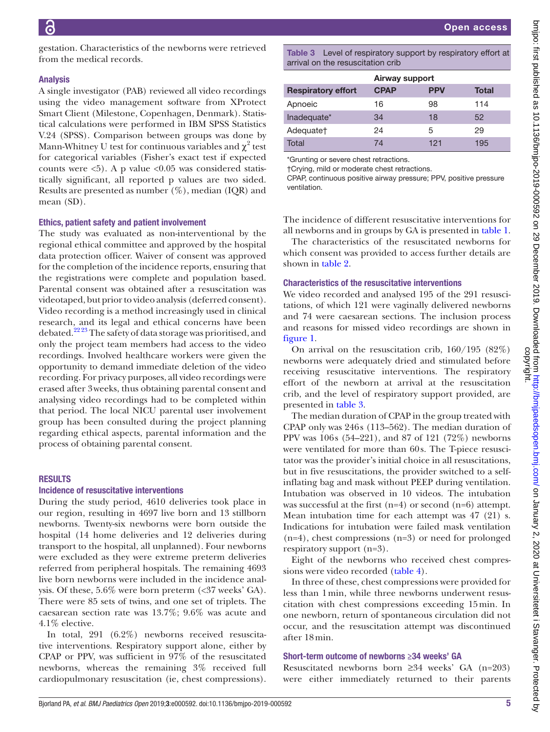gestation. Characteristics of the newborns were retrieved from the medical records.

### Analysis

A single investigator (PAB) reviewed all video recordings using the video management software from XProtect Smart Client (Milestone, Copenhagen, Denmark). Statistical calculations were performed in IBM SPSS Statistics V.24 (SPSS). Comparison between groups was done by Mann-Whitney U test for continuous variables and $\chi^2$ test for categorical variables (Fisher's exact test if expected counts were <5). A p value <0.05 was considered statistically significant, all reported p values are two sided. Results are presented as number (%), median (IQR) and mean (SD).

### Ethics, patient safety and patient involvement

The study was evaluated as non-interventional by the regional ethical committee and approved by the hospital data protection officer. Waiver of consent was approved for the completion of the incidence reports, ensuring that the registrations were complete and population based. Parental consent was obtained after a resuscitation was videotaped, but prior to video analysis (deferred consent). Video recording is a method increasingly used in clinical research, and its legal and ethical concerns have been debated.[22,23] The safety of data storage was prioritised, and only the project team members had access to the video recordings. Involved healthcare workers were given the opportunity to demand immediate deletion of the video recording. For privacy purposes, all video recordings were erased after 3 weeks, thus obtaining parental consent and analysing video recordings had to be completed within that period. The local NICU parental user involvement group has been consulted during the project planning regarding ethical aspects, parental information and the process of obtaining parental consent.

## RESULTS

### Incidence of resuscitative interventions

During the study period, 4610 deliveries took place in our region, resulting in 4697 live born and 13 stillborn newborns. Twenty-six newborns were born outside the hospital (14 home deliveries and 12 deliveries during transport to the hospital, all unplanned). Four newborns were excluded as they were extreme preterm deliveries referred from peripheral hospitals. The remaining 4693 live born newborns were included in the incidence analysis. Of these, 5.6% were born preterm (<37 weeks' GA). There were 85 sets of twins, and one set of triplets. The caesarean section rate was 13.7%; 9.6% was acute and 4.1% elective.

In total, 291 (6.2%) newborns received resuscitative interventions. Respiratory support alone, either by CPAP or PPV, was sufficient in 97% of the resuscitated newborns, whereas the remaining 3% received full cardiopulmonary resuscitation (ie, chest compressions).

**Table 3** Level of respiratory support by respiratory effort at arrival on the resuscitation crib

| | Airway support | | |
|---|---|---|---|
| **Respiratory effort** | **CPAP** | **PPV** | **Total** |
| Apnoeic | 16 | 98 | 114 |
| Inadequate* | 34 | 18 | 52 |
| Adequate† | 24 | 5 | 29 |
| Total | 74 | 121 | 195 |

*Grunting or severe chest retractions.
†Crying, mild or moderate chest retractions.
CPAP, continuous positive airway pressure; PPV, positive pressure ventilation.

The incidence of different resuscitative interventions for all newborns and in groups by GA is presented in table 1.

The characteristics of the resuscitated newborns for which consent was provided to access further details are shown in table 2.

### Characteristics of the resuscitative interventions

We video recorded and analysed 195 of the 291 resuscitations, of which 121 were vaginally delivered newborns and 74 were caesarean sections. The inclusion process and reasons for missed video recordings are shown in figure 1.

On arrival on the resuscitation crib, 160/195 (82%) newborns were adequately dried and stimulated before receiving resuscitative interventions. The respiratory effort of the newborn at arrival at the resuscitation crib, and the level of respiratory support provided, are presented in table 3.

The median duration of CPAP in the group treated with CPAP only was 246 s (113–562). The median duration of PPV was 106 s (54–221), and 87 of 121 (72%) newborns were ventilated for more than 60 s. The T-piece resuscitator was the provider's initial choice in all resuscitations, but in five resuscitations, the provider switched to a self-inflating bag and mask without PEEP during ventilation. Intubation was observed in 10 videos. The intubation was successful at the first (n=4) or second (n=6) attempt. Mean intubation time for each attempt was 47 (21) s. Indications for intubation were failed mask ventilation (n=4), chest compressions (n=3) or need for prolonged respiratory support (n=3).

Eight of the newborns who received chest compressions were video recorded (table 4).

In three of these, chest compressions were provided for less than 1 min, while three newborns underwent resuscitation with chest compressions exceeding 15 min. In one newborn, return of spontaneous circulation did not occur, and the resuscitation attempt was discontinued after 18 min.

### Short-term outcome of newborns ≥34 weeks' GA

Resuscitated newborns born ≥34 weeks' GA (n=203) were either immediately returned to their parents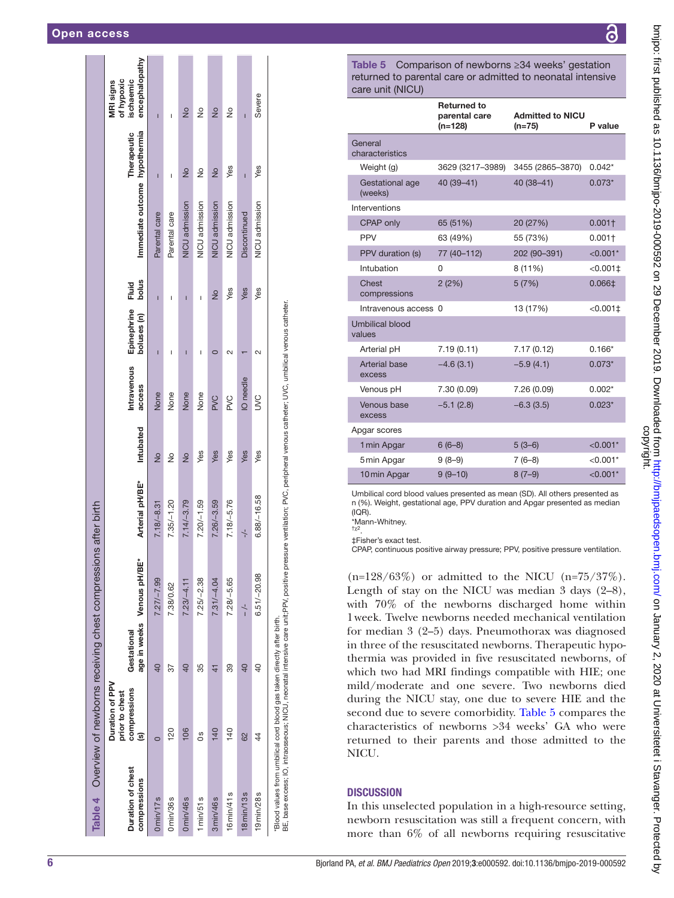**Table 4** Overview of newborns receiving chest compressions after birth

| Duration of chest compressions | Duration of PPV prior to chest compressions (s) | Gestational age in weeks | Venous pH/BE* | Arterial pH/BE* | Intubated | Intravenous access | Epinephrine boluses (n) | Fluid bolus | Immediate outcome | Therapeutic hypothermia | MRI signs of hypoxic ischaemic encephalopathy |
|---|---|---|---|---|---|---|---|---|---|---|---|
| 0 min/17 s | 0 | 40 | 7.27/−7.99 | 7.18/−8.31 | No | None | – | – | Parental care | – | – |
| 0 min/36 s | 120 | 37 | 7.38/0.62 | 7.35/−1.20 | No | None | – | – | Parental care | – | – |
| 0 min/46 s | 106 | 40 | 7.23/−4.11 | 7.14/−3.79 | No | None | – | – | NICU admission | No | No |
| 1 min/51 s | 0 s | 35 | 7.25/−2.38 | 7.20/−1.59 | Yes | None | – | – | NICU admission | No | No |
| 3 min/46 s | 140 | 41 | 7.31/−4.04 | 7.26/−3.59 | Yes | PVC | 0 | No | NICU admission | No | No |
| 16 min/41 s | 140 | 39 | 7.28/−5.65 | 7.18/−5.76 | Yes | PVC | 2 | Yes | NICU admission | Yes | No |
| 18 min/13 s | 62 | 40 | – /- | -/- | Yes | IO needle | 1 | Yes | Discontinued | – | – |
| 19 min/28 s | 44 | 40 | 6.51/−20.98 | 6.88/−16.58 | Yes | UVC | 2 | Yes | NICU admission | Yes | Severe |

*Blood values from umbilical cord blood gas taken directly after birth.
BE, base excess; IO, intraosseous; NICU, neonatal intensive care unit;PPV, positive pressure ventilation; PVC, peripheral venous catheter; UVC, umbilical venous catheter.

**Table 5** Comparison of newborns ≥34 weeks' gestation returned to parental care or admitted to neonatal intensive care unit (NICU)

| | Returned to parental care (n=128) | Admitted to NICU (n=75) | P value |
|---|---|---|---|
| **General characteristics** | | | |
| Weight (g) | 3629 (3217–3989) | 3455 (2865–3870) | 0.042* |
| Gestational age (weeks) | 40 (39–41) | 40 (38–41) | 0.073* |
| **Interventions** | | | |
| CPAP only | 65 (51%) | 20 (27%) | 0.001† |
| PPV | 63 (49%) | 55 (73%) | 0.001† |
| PPV duration (s) | 77 (40–112) | 202 (90–391) | <0.001* |
| Intubation | 0 | 8 (11%) | <0.001‡ |
| Chest compressions | 2 (2%) | 5 (7%) | 0.066‡ |
| Intravenous access | 0 | 13 (17%) | <0.001‡ |
| **Umbilical blood values** | | | |
| Arterial pH | 7.19 (0.11) | 7.17 (0.12) | 0.166* |
| Arterial base excess | −4.6 (3.1) | −5.9 (4.1) | 0.073* |
| Venous pH | 7.30 (0.09) | 7.26 (0.09) | 0.002* |
| Venous base excess | −5.1 (2.8) | −6.3 (3.5) | 0.023* |
| **Apgar scores** | | | |
| 1 min Apgar | 6 (6–8) | 5 (3–6) | <0.001* |
| 5 min Apgar | 9 (8–9) | 7 (6–8) | <0.001* |
| 10 min Apgar | 9 (9–10) | 8 (7–9) | <0.001* |

Umbilical cord blood values presented as mean (SD). All others presented as n (%). Weight, gestational age, PPV duration and Apgar presented as median (IQR).
*Mann-Whitney.
†$\chi^2$.
‡Fisher's exact test.
CPAP, continuous positive airway pressure; PPV, positive pressure ventilation.

(n=128/63%) or admitted to the NICU (n=75/37%). Length of stay on the NICU was median 3 days (2–8), with 70% of the newborns discharged home within 1 week. Twelve newborns needed mechanical ventilation for median 3 (2–5) days. Pneumothorax was diagnosed in three of the resuscitated newborns. Therapeutic hypothermia was provided in five resuscitated newborns, of which two had MRI findings compatible with HIE; one mild/moderate and one severe. Two newborns died during the NICU stay, one due to severe HIE and the second due to severe comorbidity. Table 5 compares the characteristics of newborns >34 weeks' GA who were returned to their parents and those admitted to the NICU.

## DISCUSSION

In this unselected population in a high-resource setting, newborn resuscitation was still a frequent concern, with more than 6% of all newborns requiring resuscitative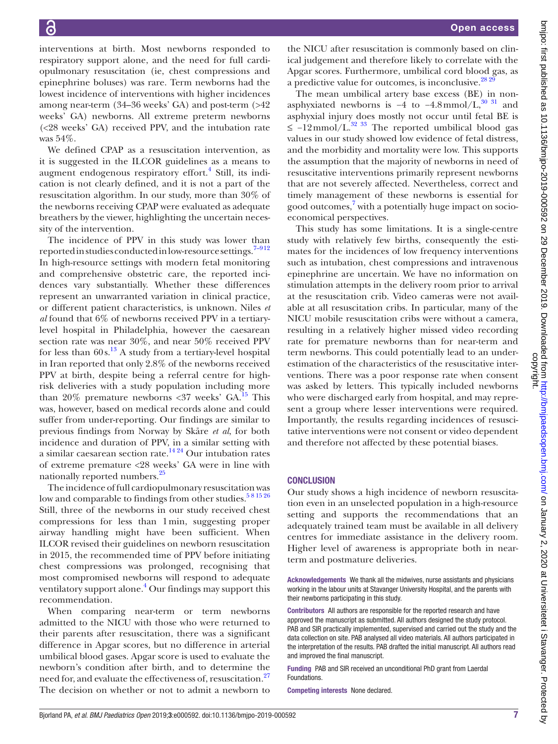interventions at birth. Most newborns responded to respiratory support alone, and the need for full cardiopulmonary resuscitation (ie, chest compressions and epinephrine boluses) was rare. Term newborns had the lowest incidence of interventions with higher incidences among near-term (34–36 weeks' GA) and post-term (>42 weeks' GA) newborns. All extreme preterm newborns (<28 weeks' GA) received PPV, and the intubation rate was 54%.

We defined CPAP as a resuscitation intervention, as it is suggested in the ILCOR guidelines as a means to augment endogenous respiratory effort.[4] Still, its indication is not clearly defined, and it is not a part of the resuscitation algorithm. In our study, more than 30% of the newborns receiving CPAP were evaluated as adequate breathers by the viewer, highlighting the uncertain necessity of the intervention.

The incidence of PPV in this study was lower than reported in studies conducted in low-resource settings.[7–9,12] In high-resource settings with modern fetal monitoring and comprehensive obstetric care, the reported incidences vary substantially. Whether these differences represent an unwarranted variation in clinical practice, or different patient characteristics, is unknown. Niles *et al* found that 6% of newborns received PPV in a tertiary-level hospital in Philadelphia, however the caesarean section rate was near 30%, and near 50% received PPV for less than 60s.[13] A study from a tertiary-level hospital in Iran reported that only 2.8% of the newborns received PPV at birth, despite being a referral centre for high-risk deliveries with a study population including more than 20% premature newborns <37 weeks' GA.[15] This was, however, based on medical records alone and could suffer from under-reporting. Our findings are similar to previous findings from Norway by Skåre *et al*, for both incidence and duration of PPV, in a similar setting with a similar caesarean section rate.[14,24] Our intubation rates of extreme premature <28 weeks' GA were in line with nationally reported numbers.[25]

The incidence of full cardiopulmonary resuscitation was low and comparable to findings from other studies.[5,8,15,26] Still, three of the newborns in our study received chest compressions for less than 1min, suggesting proper airway handling might have been sufficient. When ILCOR revised their guidelines on newborn resuscitation in 2015, the recommended time of PPV before initiating chest compressions was prolonged, recognising that most compromised newborns will respond to adequate ventilatory support alone.[4] Our findings may support this recommendation.

When comparing near-term or term newborns admitted to the NICU with those who were returned to their parents after resuscitation, there was a significant difference in Apgar scores, but no difference in arterial umbilical blood gases. Apgar score is used to evaluate the newborn's condition after birth, and to determine the need for, and evaluate the effectiveness of, resuscitation.[27] The decision on whether or not to admit a newborn to the NICU after resuscitation is commonly based on clinical judgement and therefore likely to correlate with the Apgar scores. Furthermore, umbilical cord blood gas, as a predictive value for outcomes, is inconclusive.[28,29]

The mean umbilical artery base excess (BE) in non-asphyxiated newborns is −4 to −4.8mmol/L,[30,31] and asphyxial injury does mostly not occur until fetal BE is ≤ −12mmol/L.[32,33] The reported umbilical blood gas values in our study showed low evidence of fetal distress, and the morbidity and mortality were low. This supports the assumption that the majority of newborns in need of resuscitative interventions primarily represent newborns that are not severely affected. Nevertheless, correct and timely management of these newborns is essential for good outcomes,[7] with a potentially huge impact on socio-economical perspectives.

This study has some limitations. It is a single-centre study with relatively few births, consequently the estimates for the incidences of low frequency interventions such as intubation, chest compressions and intravenous epinephrine are uncertain. We have no information on stimulation attempts in the delivery room prior to arrival at the resuscitation crib. Video cameras were not available at all resuscitation cribs. In particular, many of the NICU mobile resuscitation cribs were without a camera, resulting in a relatively higher missed video recording rate for premature newborns than for near-term and term newborns. This could potentially lead to an underestimation of the characteristics of the resuscitative interventions. There was a poor response rate when consent was asked by letters. This typically included newborns who were discharged early from hospital, and may represent a group where lesser interventions were required. Importantly, the results regarding incidences of resuscitative interventions were not consent or video dependent and therefore not affected by these potential biases.

## CONCLUSION

Our study shows a high incidence of newborn resuscitation even in an unselected population in a high-resource setting and supports the recommendations that an adequately trained team must be available in all delivery centres for immediate assistance in the delivery room. Higher level of awareness is appropriate both in near-term and postmature deliveries.

**Acknowledgements** We thank all the midwives, nurse assistants and physicians working in the labour units at Stavanger University Hospital, and the parents with their newborns participating in this study.

**Contributors** All authors are responsible for the reported research and have approved the manuscript as submitted. All authors designed the study protocol. PAB and SIR practically implemented, supervised and carried out the study and the data collection on site. PAB analysed all video materials. All authors participated in the interpretation of the results. PAB drafted the initial manuscript. All authors read and improved the final manuscript.

**Funding** PAB and SIR received an unconditional PhD grant from Laerdal Foundations.

**Competing interests** None declared.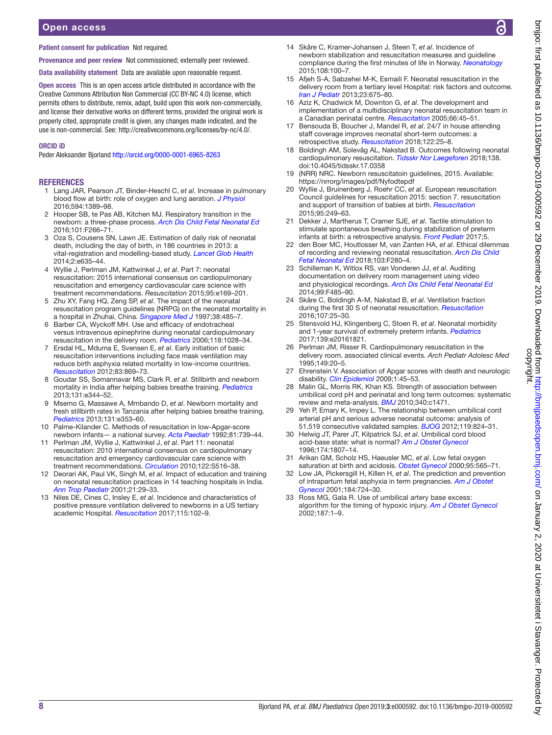**Patient consent for publication** Not required.

**Provenance and peer review** Not commissioned; externally peer reviewed.

**Data availability statement** Data are available upon reasonable request.

**Open access** This is an open access article distributed in accordance with the Creative Commons Attribution Non Commercial (CC BY-NC 4.0) license, which permits others to distribute, remix, adapt, build upon this work non-commercially, and license their derivative works on different terms, provided the original work is properly cited, appropriate credit is given, any changes made indicated, and the use is non-commercial. See: http://creativecommons.org/licenses/by-nc/4.0/.

### ORCID iD

Peder Aleksander Bjorland http://orcid.org/0000-0001-6965-8263

## REFERENCES

1. Lang JAR, Pearson JT, Binder-Heschl C, *et al*. Increase in pulmonary blood flow at birth: role of oxygen and lung aeration. *J Physiol* 2016;594:1389–98.
2. Hooper SB, te Pas AB, Kitchen MJ. Respiratory transition in the newborn: a three-phase process. *Arch Dis Child Fetal Neonatal Ed* 2016;101:F266–71.
3. Oza S, Cousens SN, Lawn JE. Estimation of daily risk of neonatal death, including the day of birth, in 186 countries in 2013: a vital-registration and modelling-based study. *Lancet Glob Health* 2014;2:e635–44.
4. Wyllie J, Perlman JM, Kattwinkel J, *et al*. Part 7: neonatal resuscitation: 2015 international consensus on cardiopulmonary resuscitation and emergency cardiovascular care science with treatment recommendations. *Resuscitation* 2015;95:e169–201.
5. Zhu XY, Fang HQ, Zeng SP, *et al*. The impact of the neonatal resuscitation program guidelines (NRPG) on the neonatal mortality in a hospital in Zhuhai, China. *Singapore Med J* 1997;38:485–7.
6. Barber CA, Wyckoff MH. Use and efficacy of endotracheal versus intravenous epinephrine during neonatal cardiopulmonary resuscitation in the delivery room. *Pediatrics* 2006;118:1028–34.
7. Ersdal HL, Mduma E, Svensen E, *et al*. Early initiation of basic resuscitation interventions including face mask ventilation may reduce birth asphyxia related mortality in low-income countries. *Resuscitation* 2012;83:869–73.
8. Goudar SS, Somannavar MS, Clark R, *et al*. Stillbirth and newborn mortality in India after helping babies breathe training. *Pediatrics* 2013;131:e344–52.
9. Msemo G, Massawe A, Mmbando D, *et al*. Newborn mortality and fresh stillbirth rates in Tanzania after helping babies breathe training. *Pediatrics* 2013;131:e353–60.
10. Palme-Kilander C. Methods of resuscitation in low-Apgar-score newborn infants— a national survey. *Acta Paediatr* 1992;81:739–44.
11. Perlman JM, Wyllie J, Kattwinkel J, *et al*. Part 11: neonatal resuscitation: 2010 international consensus on cardiopulmonary resuscitation and emergency cardiovascular care science with treatment recommendations. *Circulation* 2010;122:S516–38.
12. Deorari AK, Paul VK, Singh M, *et al*. Impact of education and training on neonatal resuscitation practices in 14 teaching hospitals in India. *Ann Trop Paediatr* 2001;21:29–33.
13. Niles DE, Cines C, Insley E, *et al*. Incidence and characteristics of positive pressure ventilation delivered to newborns in a US tertiary academic Hospital. *Resuscitation* 2017;115:102–9.
14. Skåre C, Kramer-Johansen J, Steen T, *et al*. Incidence of newborn stabilization and resuscitation measures and guideline compliance during the first minutes of life in Norway. *Neonatology* 2015;108:100–7.
15. Afjeh S-A, Sabzehei M-K, Esmaili F. Neonatal resuscitation in the delivery room from a tertiary level Hospital: risk factors and outcome. *Iran J Pediatr* 2013;23:675–80.
16. Aziz K, Chadwick M, Downton G, *et al*. The development and implementation of a multidisciplinary neonatal resuscitation team in a Canadian perinatal centre. *Resuscitation* 2005;66:45–51.
17. Bensouda B, Boucher J, Mandel R, *et al*. 24/7 in house attending staff coverage improves neonatal short-term outcomes: a retrospective study. *Resuscitation* 2018;122:25–8.
18. Boldingh AM, Solevåg AL, Nakstad B. Outcomes following neonatal cardiopulmonary resuscitation. *Tidsskr Nor Laegeforen* 2018;138. doi:10.4045/tidsskr.17.0358
19. (NRR) NRC. Newborn resuscitatoin guidelines, 2015. Available: https://nrrorg/images/pdf/Nyfodtepdf
20. Wyllie J, Bruinenberg J, Roehr CC, *et al*. European resuscitation Council guidelines for resuscitation 2015: section 7. resuscitation and support of transition of babies at birth. *Resuscitation* 2015;95:249–63.
21. Dekker J, Martherus T, Cramer SJE, *et al*. Tactile stimulation to stimulate spontaneous breathing during stabilization of preterm infants at birth: a retrospective analysis. *Front Pediatr* 2017;5.
22. den Boer MC, Houtlosser M, van Zanten HA, *et al*. Ethical dilemmas of recording and reviewing neonatal resuscitation. *Arch Dis Child Fetal Neonatal Ed* 2018;103:F280–4.
23. Schilleman K, Witlox RS, van Vonderen JJ, *et al*. Auditing documentation on delivery room management using video and physiological recordings. *Arch Dis Child Fetal Neonatal Ed* 2014;99:F485–90.
24. Skåre C, Boldingh A-M, Nakstad B, *et al*. Ventilation fraction during the first 30 S of neonatal resuscitation. *Resuscitation* 2016;107:25–30.
25. Stensvold HJ, Klingenberg C, Stoen R, *et al*. Neonatal morbidity and 1-year survival of extremely preterm infants. *Pediatrics* 2017;139:e20161821.
26. Perlman JM, Risser R. Cardiopulmonary resuscitation in the delivery room. associated clinical events. *Arch Pediatr Adolesc Med* 1995;149:20–5.
27. Ehrenstein V. Association of Apgar scores with death and neurologic disability. *Clin Epidemiol* 2009;1:45–53.
28. Malin GL, Morris RK, Khan KS. Strength of association between umbilical cord pH and perinatal and long term outcomes: systematic review and meta-analysis. *BMJ* 2010;340:c1471.
29. Yeh P, Emary K, Impey L. The relationship between umbilical cord arterial pH and serious adverse neonatal outcome: analysis of 51,519 consecutive validated samples. *BJOG* 2012;119:824–31.
30. Helwig JT, Parer JT, Kilpatrick SJ, *et al*. Umbilical cord blood acid-base state: what is normal? *Am J Obstet Gynecol* 1996;174:1807–14.
31. Arikan GM, Scholz HS, Haeusler MC, *et al*. Low fetal oxygen saturation at birth and acidosis. *Obstet Gynecol* 2000;95:565–71.
32. Low JA, Pickersgill H, Killen H, *et al*. The prediction and prevention of intrapartum fetal asphyxia in term pregnancies. *Am J Obstet Gynecol* 2001;184:724–30.
33. Ross MG, Gala R. Use of umbilical artery base excess: algorithm for the timing of hypoxic injury. *Am J Obstet Gynecol* 2002;187:1–9.